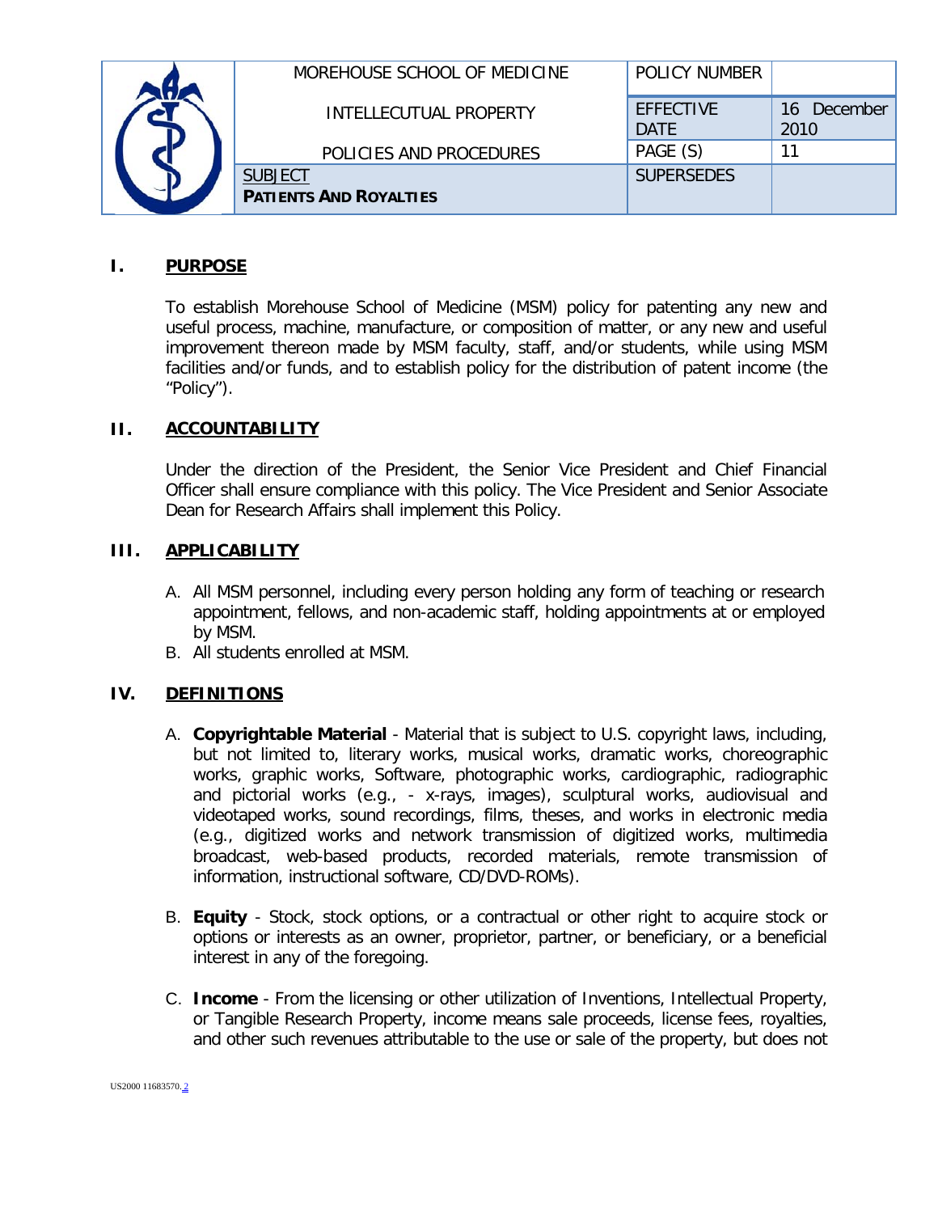| MOREHOUSE SCHOOL OF MEDICINE | POLICY NUMBER | |
|---|---|---|
| INTELLECUTUAL PROPERTY | EFFECTIVE DATE | 16 December 2010 |
| POLICIES AND PROCEDURES | PAGE (S) | 11 |
| SUBJECT<br>**PATIENTS AND ROYALTIES** | SUPERSEDES | |

## I. PURPOSE

To establish Morehouse School of Medicine (MSM) policy for patenting any new and useful process, machine, manufacture, or composition of matter, or any new and useful improvement thereon made by MSM faculty, staff, and/or students, while using MSM facilities and/or funds, and to establish policy for the distribution of patent income (the "Policy").

## II. ACCOUNTABILITY

Under the direction of the President, the Senior Vice President and Chief Financial Officer shall ensure compliance with this policy. The Vice President and Senior Associate Dean for Research Affairs shall implement this Policy.

## III. APPLICABILITY

A. All MSM personnel, including every person holding any form of teaching or research appointment, fellows, and non-academic staff, holding appointments at or employed by MSM.
B. All students enrolled at MSM.

## IV. DEFINITIONS

A. **Copyrightable Material** - Material that is subject to U.S. copyright laws, including, but not limited to, literary works, musical works, dramatic works, choreographic works, graphic works, Software, photographic works, cardiographic, radiographic and pictorial works (e.g., - x-rays, images), sculptural works, audiovisual and videotaped works, sound recordings, films, theses, and works in electronic media (e.g., digitized works and network transmission of digitized works, multimedia broadcast, web-based products, recorded materials, remote transmission of information, instructional software, CD/DVD-ROMs).

B. **Equity** - Stock, stock options, or a contractual or other right to acquire stock or options or interests as an owner, proprietor, partner, or beneficiary, or a beneficial interest in any of the foregoing.

C. **Income** - From the licensing or other utilization of Inventions, Intellectual Property, or Tangible Research Property, income means sale proceeds, license fees, royalties, and other such revenues attributable to the use or sale of the property, but does not

US2000 11683570.2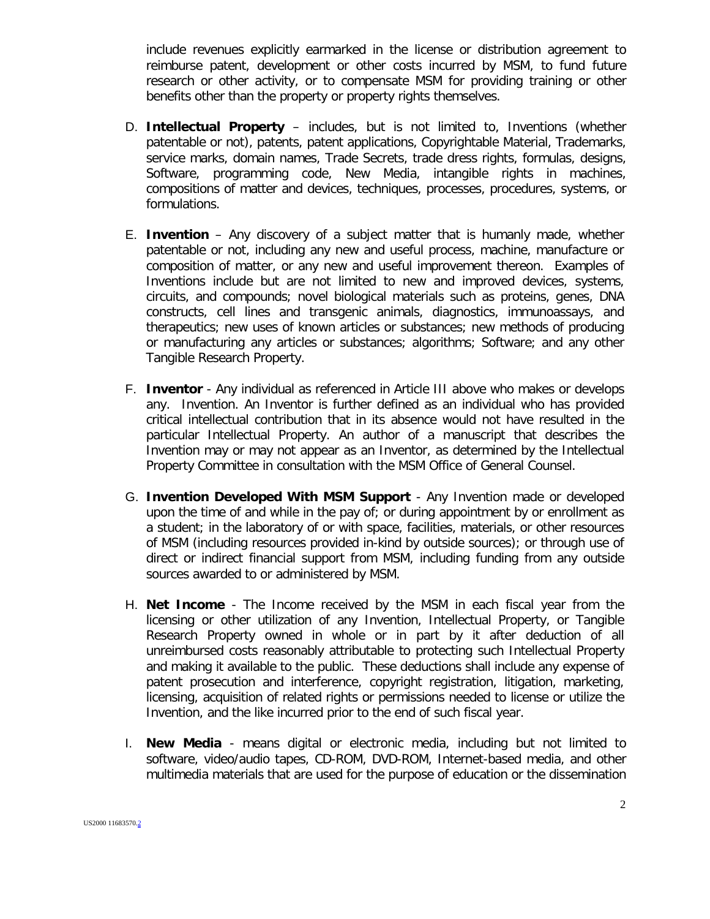include revenues explicitly earmarked in the license or distribution agreement to reimburse patent, development or other costs incurred by MSM, to fund future research or other activity, or to compensate MSM for providing training or other benefits other than the property or property rights themselves.

D. **Intellectual Property** – includes, but is not limited to, Inventions (whether patentable or not), patents, patent applications, Copyrightable Material, Trademarks, service marks, domain names, Trade Secrets, trade dress rights, formulas, designs, Software, programming code, New Media, intangible rights in machines, compositions of matter and devices, techniques, processes, procedures, systems, or formulations.

E. **Invention** – Any discovery of a subject matter that is humanly made, whether patentable or not, including any new and useful process, machine, manufacture or composition of matter, or any new and useful improvement thereon. Examples of Inventions include but are not limited to new and improved devices, systems, circuits, and compounds; novel biological materials such as proteins, genes, DNA constructs, cell lines and transgenic animals, diagnostics, immunoassays, and therapeutics; new uses of known articles or substances; new methods of producing or manufacturing any articles or substances; algorithms; Software; and any other Tangible Research Property.

F. **Inventor** - Any individual as referenced in Article III above who makes or develops any. Invention. An Inventor is further defined as an individual who has provided critical intellectual contribution that in its absence would not have resulted in the particular Intellectual Property. An author of a manuscript that describes the Invention may or may not appear as an Inventor, as determined by the Intellectual Property Committee in consultation with the MSM Office of General Counsel.

G. **Invention Developed With MSM Support** - Any Invention made or developed upon the time of and while in the pay of; or during appointment by or enrollment as a student; in the laboratory of or with space, facilities, materials, or other resources of MSM (including resources provided in-kind by outside sources); or through use of direct or indirect financial support from MSM, including funding from any outside sources awarded to or administered by MSM.

H. **Net Income** - The Income received by the MSM in each fiscal year from the licensing or other utilization of any Invention, Intellectual Property, or Tangible Research Property owned in whole or in part by it after deduction of all unreimbursed costs reasonably attributable to protecting such Intellectual Property and making it available to the public. These deductions shall include any expense of patent prosecution and interference, copyright registration, litigation, marketing, licensing, acquisition of related rights or permissions needed to license or utilize the Invention, and the like incurred prior to the end of such fiscal year.

I. **New Media** - means digital or electronic media, including but not limited to software, video/audio tapes, CD-ROM, DVD-ROM, Internet-based media, and other multimedia materials that are used for the purpose of education or the dissemination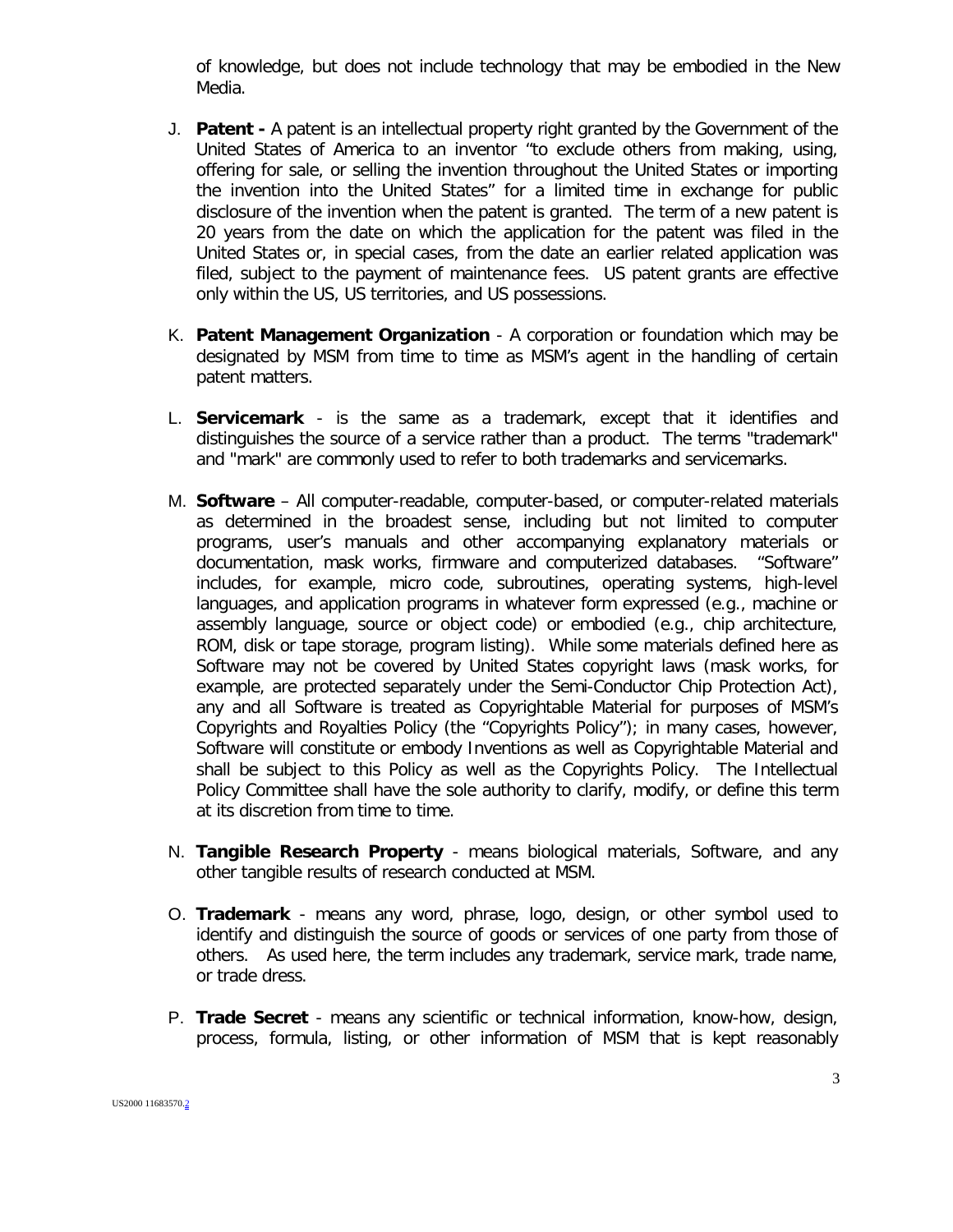of knowledge, but does not include technology that may be embodied in the New Media.

J. **Patent -** A patent is an intellectual property right granted by the Government of the United States of America to an inventor "to exclude others from making, using, offering for sale, or selling the invention throughout the United States or importing the invention into the United States" for a limited time in exchange for public disclosure of the invention when the patent is granted. The term of a new patent is 20 years from the date on which the application for the patent was filed in the United States or, in special cases, from the date an earlier related application was filed, subject to the payment of maintenance fees. US patent grants are effective only within the US, US territories, and US possessions.

K. **Patent Management Organization** - A corporation or foundation which may be designated by MSM from time to time as MSM's agent in the handling of certain patent matters.

L. **Servicemark** - is the same as a trademark, except that it identifies and distinguishes the source of a service rather than a product. The terms "trademark" and "mark" are commonly used to refer to both trademarks and servicemarks.

M. **Software** – All computer-readable, computer-based, or computer-related materials as determined in the broadest sense, including but not limited to computer programs, user's manuals and other accompanying explanatory materials or documentation, mask works, firmware and computerized databases. "Software" includes, for example, micro code, subroutines, operating systems, high-level languages, and application programs in whatever form expressed (e.g., machine or assembly language, source or object code) or embodied (e.g., chip architecture, ROM, disk or tape storage, program listing). While some materials defined here as Software may not be covered by United States copyright laws (mask works, for example, are protected separately under the Semi-Conductor Chip Protection Act), any and all Software is treated as Copyrightable Material for purposes of MSM's Copyrights and Royalties Policy (the "Copyrights Policy"); in many cases, however, Software will constitute or embody Inventions as well as Copyrightable Material and shall be subject to this Policy as well as the Copyrights Policy. The Intellectual Policy Committee shall have the sole authority to clarify, modify, or define this term at its discretion from time to time.

N. **Tangible Research Property** - means biological materials, Software, and any other tangible results of research conducted at MSM.

O. **Trademark** - means any word, phrase, logo, design, or other symbol used to identify and distinguish the source of goods or services of one party from those of others. As used here, the term includes any trademark, service mark, trade name, or trade dress.

P. **Trade Secret** - means any scientific or technical information, know-how, design, process, formula, listing, or other information of MSM that is kept reasonably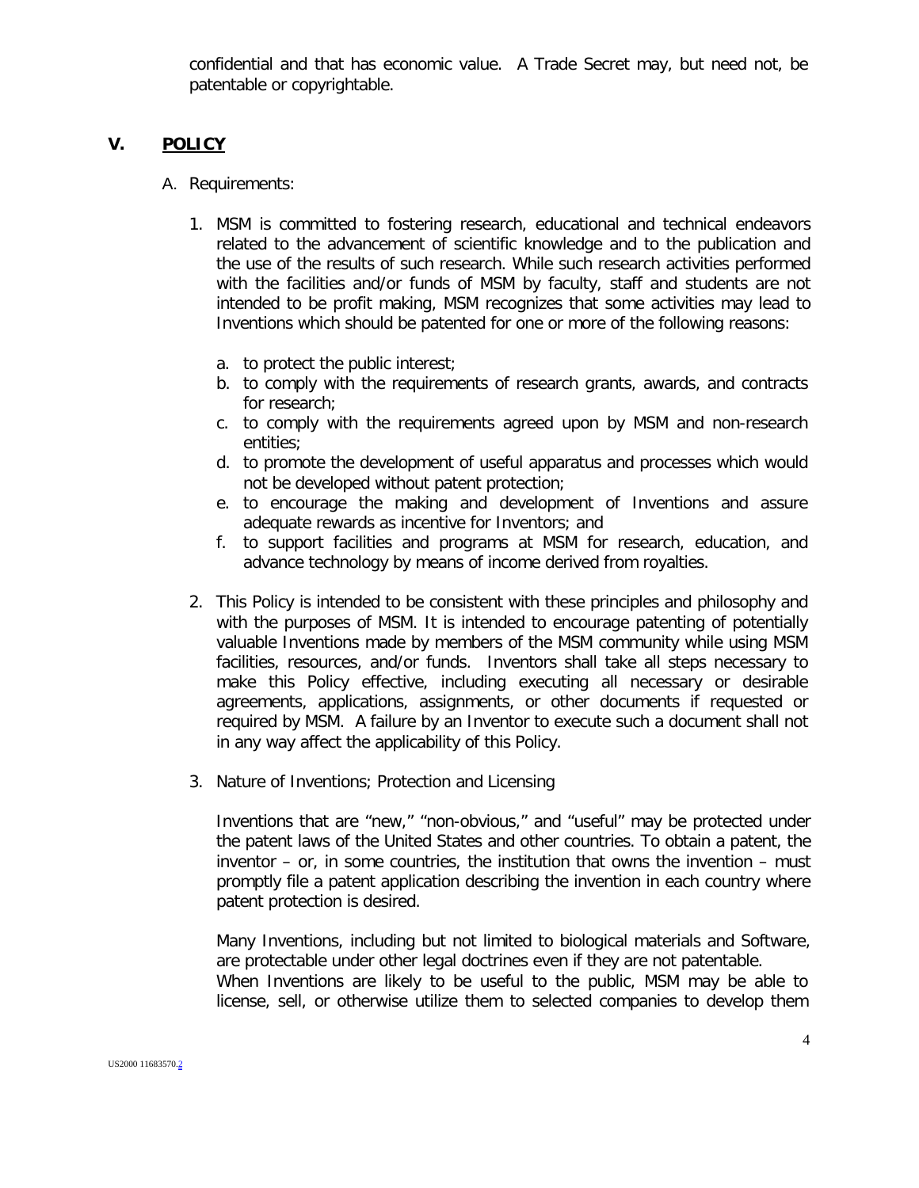confidential and that has economic value. A Trade Secret may, but need not, be patentable or copyrightable.

## V. POLICY

A. Requirements:

1. MSM is committed to fostering research, educational and technical endeavors related to the advancement of scientific knowledge and to the publication and the use of the results of such research. While such research activities performed with the facilities and/or funds of MSM by faculty, staff and students are not intended to be profit making, MSM recognizes that some activities may lead to Inventions which should be patented for one or more of the following reasons:

   a. to protect the public interest;
   b. to comply with the requirements of research grants, awards, and contracts for research;
   c. to comply with the requirements agreed upon by MSM and non-research entities;
   d. to promote the development of useful apparatus and processes which would not be developed without patent protection;
   e. to encourage the making and development of Inventions and assure adequate rewards as incentive for Inventors; and
   f. to support facilities and programs at MSM for research, education, and advance technology by means of income derived from royalties.

2. This Policy is intended to be consistent with these principles and philosophy and with the purposes of MSM. It is intended to encourage patenting of potentially valuable Inventions made by members of the MSM community while using MSM facilities, resources, and/or funds. Inventors shall take all steps necessary to make this Policy effective, including executing all necessary or desirable agreements, applications, assignments, or other documents if requested or required by MSM. A failure by an Inventor to execute such a document shall not in any way affect the applicability of this Policy.

3. Nature of Inventions; Protection and Licensing

   Inventions that are "new," "non-obvious," and "useful" may be protected under the patent laws of the United States and other countries. To obtain a patent, the inventor – or, in some countries, the institution that owns the invention – must promptly file a patent application describing the invention in each country where patent protection is desired.

   Many Inventions, including but not limited to biological materials and Software, are protectable under other legal doctrines even if they are not patentable. When Inventions are likely to be useful to the public, MSM may be able to license, sell, or otherwise utilize them to selected companies to develop them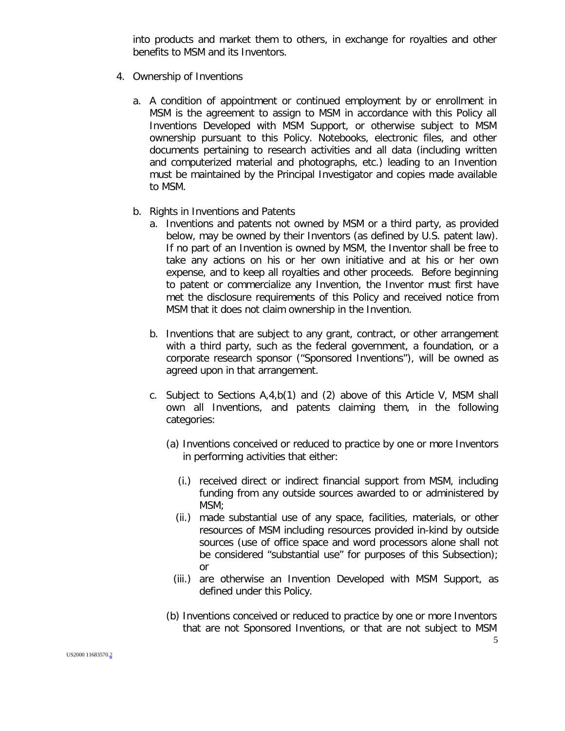into products and market them to others, in exchange for royalties and other benefits to MSM and its Inventors.

4. Ownership of Inventions

   a. A condition of appointment or continued employment by or enrollment in MSM is the agreement to assign to MSM in accordance with this Policy all Inventions Developed with MSM Support, or otherwise subject to MSM ownership pursuant to this Policy. Notebooks, electronic files, and other documents pertaining to research activities and all data (including written and computerized material and photographs, etc.) leading to an Invention must be maintained by the Principal Investigator and copies made available to MSM.

   b. Rights in Inventions and Patents

      a. Inventions and patents not owned by MSM or a third party, as provided below, may be owned by their Inventors (as defined by U.S. patent law). If no part of an Invention is owned by MSM, the Inventor shall be free to take any actions on his or her own initiative and at his or her own expense, and to keep all royalties and other proceeds. Before beginning to patent or commercialize any Invention, the Inventor must first have met the disclosure requirements of this Policy and received notice from MSM that it does not claim ownership in the Invention.

      b. Inventions that are subject to any grant, contract, or other arrangement with a third party, such as the federal government, a foundation, or a corporate research sponsor ("Sponsored Inventions"), will be owned as agreed upon in that arrangement.

      c. Subject to Sections A,4,b(1) and (2) above of this Article V, MSM shall own all Inventions, and patents claiming them, in the following categories:

         (a) Inventions conceived or reduced to practice by one or more Inventors in performing activities that either:

            (i.) received direct or indirect financial support from MSM, including funding from any outside sources awarded to or administered by MSM;

            (ii.) made substantial use of any space, facilities, materials, or other resources of MSM including resources provided in-kind by outside sources (use of office space and word processors alone shall not be considered "substantial use" for purposes of this Subsection); or

            (iii.) are otherwise an Invention Developed with MSM Support, as defined under this Policy.

         (b) Inventions conceived or reduced to practice by one or more Inventors that are not Sponsored Inventions, or that are not subject to MSM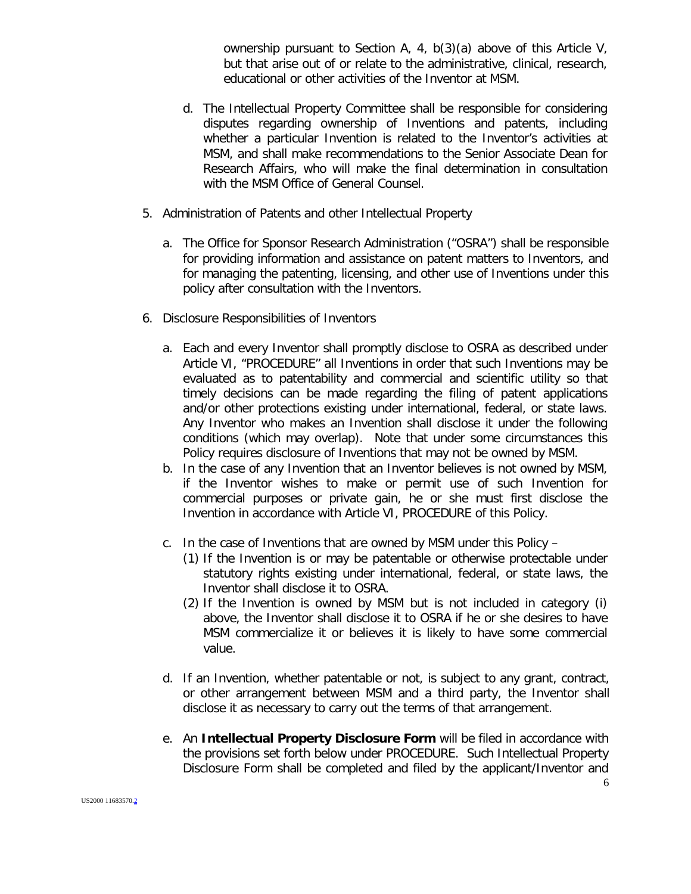ownership pursuant to Section A, 4, b(3)(a) above of this Article V, but that arise out of or relate to the administrative, clinical, research, educational or other activities of the Inventor at MSM.

d. The Intellectual Property Committee shall be responsible for considering disputes regarding ownership of Inventions and patents, including whether a particular Invention is related to the Inventor's activities at MSM, and shall make recommendations to the Senior Associate Dean for Research Affairs, who will make the final determination in consultation with the MSM Office of General Counsel.

5. Administration of Patents and other Intellectual Property

   a. The Office for Sponsor Research Administration ("OSRA") shall be responsible for providing information and assistance on patent matters to Inventors, and for managing the patenting, licensing, and other use of Inventions under this policy after consultation with the Inventors.

6. Disclosure Responsibilities of Inventors

   a. Each and every Inventor shall promptly disclose to OSRA as described under Article VI, "PROCEDURE" all Inventions in order that such Inventions may be evaluated as to patentability and commercial and scientific utility so that timely decisions can be made regarding the filing of patent applications and/or other protections existing under international, federal, or state laws. Any Inventor who makes an Invention shall disclose it under the following conditions (which may overlap). Note that under some circumstances this Policy requires disclosure of Inventions that may not be owned by MSM.
   b. In the case of any Invention that an Inventor believes is not owned by MSM, if the Inventor wishes to make or permit use of such Invention for commercial purposes or private gain, he or she must first disclose the Invention in accordance with Article VI, PROCEDURE of this Policy.

   c. In the case of Inventions that are owned by MSM under this Policy –
      (1) If the Invention is or may be patentable or otherwise protectable under statutory rights existing under international, federal, or state laws, the Inventor shall disclose it to OSRA.
      (2) If the Invention is owned by MSM but is not included in category (i) above, the Inventor shall disclose it to OSRA if he or she desires to have MSM commercialize it or believes it is likely to have some commercial value.

   d. If an Invention, whether patentable or not, is subject to any grant, contract, or other arrangement between MSM and a third party, the Inventor shall disclose it as necessary to carry out the terms of that arrangement.

   e. An **Intellectual Property Disclosure Form** will be filed in accordance with the provisions set forth below under PROCEDURE. Such Intellectual Property Disclosure Form shall be completed and filed by the applicant/Inventor and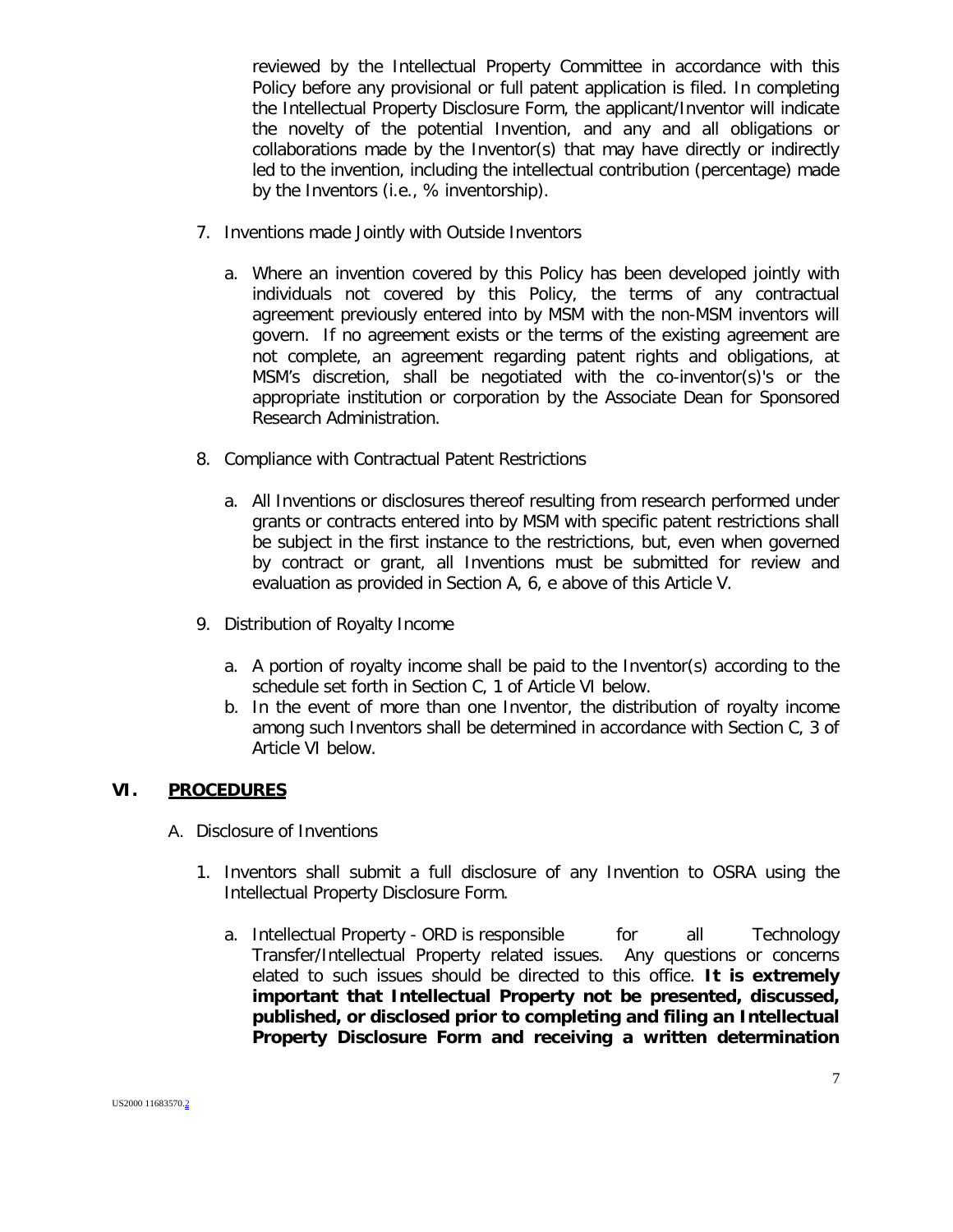reviewed by the Intellectual Property Committee in accordance with this Policy before any provisional or full patent application is filed. In completing the Intellectual Property Disclosure Form, the applicant/Inventor will indicate the novelty of the potential Invention, and any and all obligations or collaborations made by the Inventor(s) that may have directly or indirectly led to the invention, including the intellectual contribution (percentage) made by the Inventors (i.e., % inventorship).

7. Inventions made Jointly with Outside Inventors

   a. Where an invention covered by this Policy has been developed jointly with individuals not covered by this Policy, the terms of any contractual agreement previously entered into by MSM with the non-MSM inventors will govern. If no agreement exists or the terms of the existing agreement are not complete, an agreement regarding patent rights and obligations, at MSM's discretion, shall be negotiated with the co-inventor(s)'s or the appropriate institution or corporation by the Associate Dean for Sponsored Research Administration.

8. Compliance with Contractual Patent Restrictions

   a. All Inventions or disclosures thereof resulting from research performed under grants or contracts entered into by MSM with specific patent restrictions shall be subject in the first instance to the restrictions, but, even when governed by contract or grant, all Inventions must be submitted for review and evaluation as provided in Section A, 6, e above of this Article V.

9. Distribution of Royalty Income

   a. A portion of royalty income shall be paid to the Inventor(s) according to the schedule set forth in Section C, 1 of Article VI below.
   b. In the event of more than one Inventor, the distribution of royalty income among such Inventors shall be determined in accordance with Section C, 3 of Article VI below.

## VI. PROCEDURES

A. Disclosure of Inventions

1. Inventors shall submit a full disclosure of any Invention to OSRA using the Intellectual Property Disclosure Form.

   a. Intellectual Property - ORD is responsible for all Technology Transfer/Intellectual Property related issues. Any questions or concerns elated to such issues should be directed to this office. **It is extremely important that Intellectual Property not be presented, discussed, published, or disclosed prior to completing and filing an Intellectual Property Disclosure Form and receiving a written determination**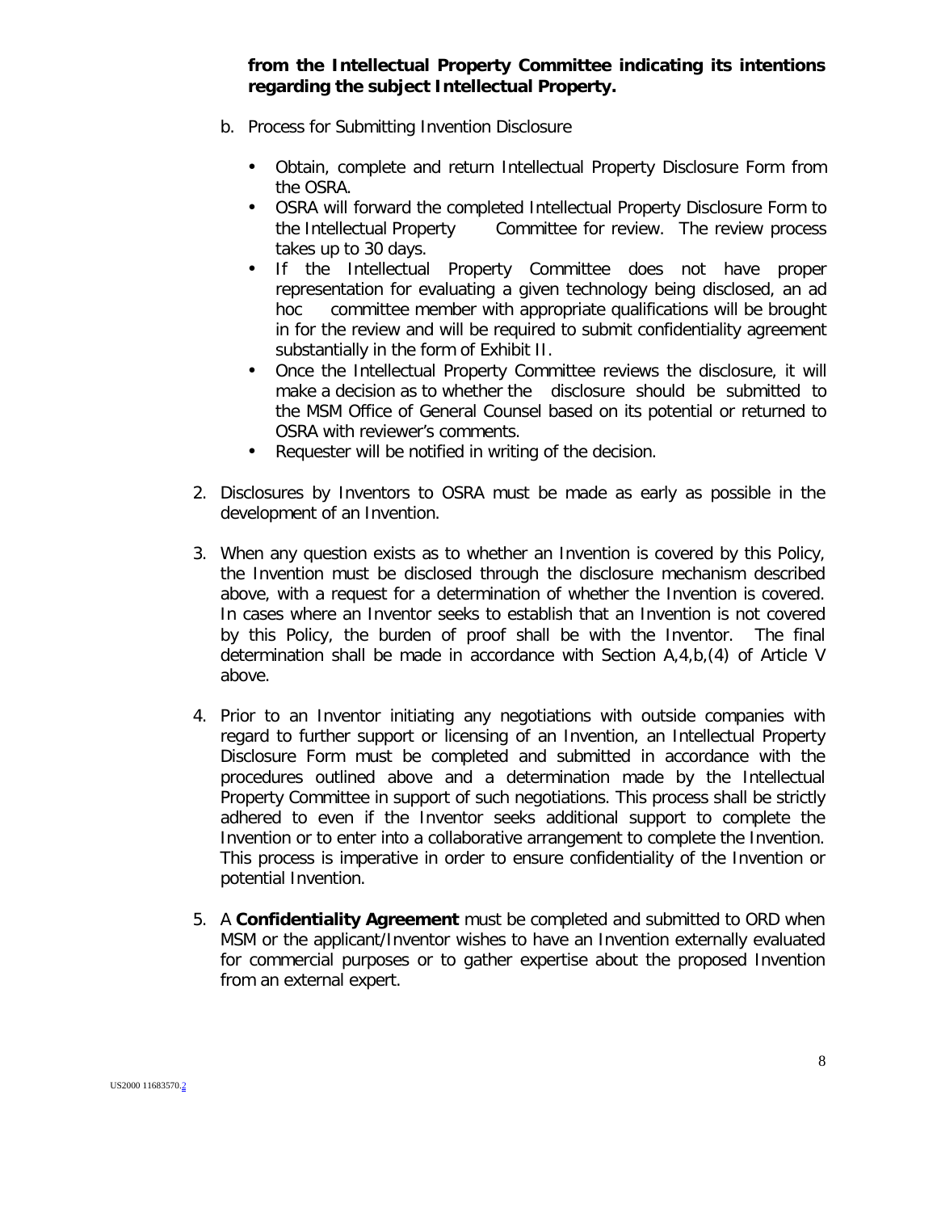**from the Intellectual Property Committee indicating its intentions regarding the subject Intellectual Property.**

b. Process for Submitting Invention Disclosure

- Obtain, complete and return Intellectual Property Disclosure Form from the OSRA.
- OSRA will forward the completed Intellectual Property Disclosure Form to the Intellectual Property Committee for review. The review process takes up to 30 days.
- If the Intellectual Property Committee does not have proper representation for evaluating a given technology being disclosed, an ad hoc committee member with appropriate qualifications will be brought in for the review and will be required to submit confidentiality agreement substantially in the form of Exhibit II.
- Once the Intellectual Property Committee reviews the disclosure, it will make a decision as to whether the disclosure should be submitted to the MSM Office of General Counsel based on its potential or returned to OSRA with reviewer's comments.
- Requester will be notified in writing of the decision.

2. Disclosures by Inventors to OSRA must be made as early as possible in the development of an Invention.

3. When any question exists as to whether an Invention is covered by this Policy, the Invention must be disclosed through the disclosure mechanism described above, with a request for a determination of whether the Invention is covered. In cases where an Inventor seeks to establish that an Invention is not covered by this Policy, the burden of proof shall be with the Inventor. The final determination shall be made in accordance with Section A,4,b,(4) of Article V above.

4. Prior to an Inventor initiating any negotiations with outside companies with regard to further support or licensing of an Invention, an Intellectual Property Disclosure Form must be completed and submitted in accordance with the procedures outlined above and a determination made by the Intellectual Property Committee in support of such negotiations. This process shall be strictly adhered to even if the Inventor seeks additional support to complete the Invention or to enter into a collaborative arrangement to complete the Invention. This process is imperative in order to ensure confidentiality of the Invention or potential Invention.

5. A **Confidentiality Agreement** must be completed and submitted to ORD when MSM or the applicant/Inventor wishes to have an Invention externally evaluated for commercial purposes or to gather expertise about the proposed Invention from an external expert.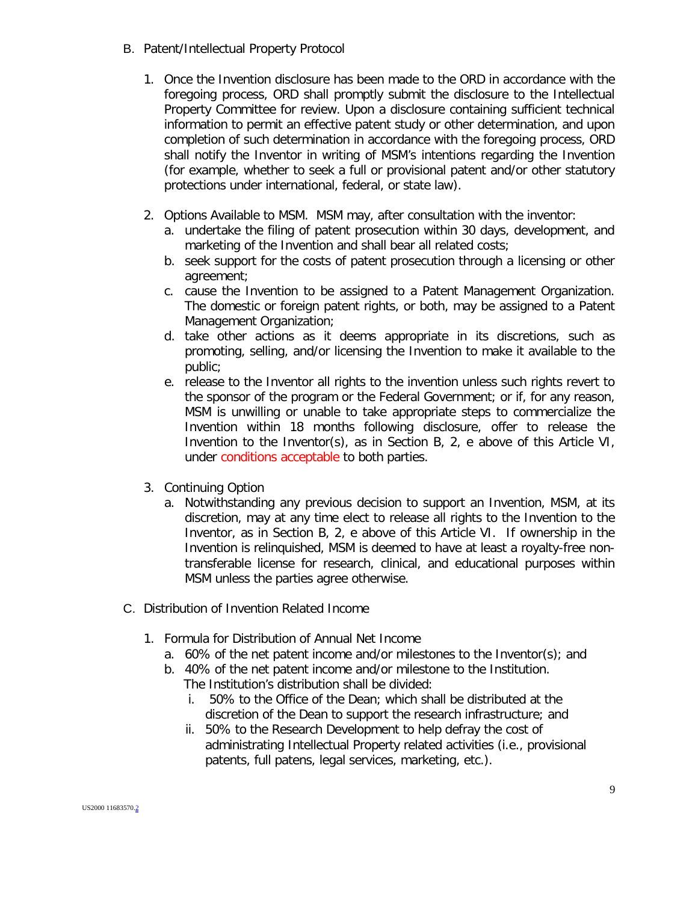B. Patent/Intellectual Property Protocol

1. Once the Invention disclosure has been made to the ORD in accordance with the foregoing process, ORD shall promptly submit the disclosure to the Intellectual Property Committee for review. Upon a disclosure containing sufficient technical information to permit an effective patent study or other determination, and upon completion of such determination in accordance with the foregoing process, ORD shall notify the Inventor in writing of MSM's intentions regarding the Invention (for example, whether to seek a full or provisional patent and/or other statutory protections under international, federal, or state law).

2. Options Available to MSM. MSM may, after consultation with the inventor:
   a. undertake the filing of patent prosecution within 30 days, development, and marketing of the Invention and shall bear all related costs;
   b. seek support for the costs of patent prosecution through a licensing or other agreement;
   c. cause the Invention to be assigned to a Patent Management Organization. The domestic or foreign patent rights, or both, may be assigned to a Patent Management Organization;
   d. take other actions as it deems appropriate in its discretions, such as promoting, selling, and/or licensing the Invention to make it available to the public;
   e. release to the Inventor all rights to the invention unless such rights revert to the sponsor of the program or the Federal Government; or if, for any reason, MSM is unwilling or unable to take appropriate steps to commercialize the Invention within 18 months following disclosure, offer to release the Invention to the Inventor(s), as in Section B, 2, e above of this Article VI, under conditions acceptable to both parties.

3. Continuing Option
   a. Notwithstanding any previous decision to support an Invention, MSM, at its discretion, may at any time elect to release all rights to the Invention to the Inventor, as in Section B, 2, e above of this Article VI. If ownership in the Invention is relinquished, MSM is deemed to have at least a royalty-free non-transferable license for research, clinical, and educational purposes within MSM unless the parties agree otherwise.

C. Distribution of Invention Related Income

1. Formula for Distribution of Annual Net Income
   a. 60% of the net patent income and/or milestones to the Inventor(s); and
   b. 40% of the net patent income and/or milestone to the Institution.
      The Institution's distribution shall be divided:
      i. 50% to the Office of the Dean; which shall be distributed at the discretion of the Dean to support the research infrastructure; and
      ii. 50% to the Research Development to help defray the cost of administrating Intellectual Property related activities (i.e., provisional patents, full patens, legal services, marketing, etc.).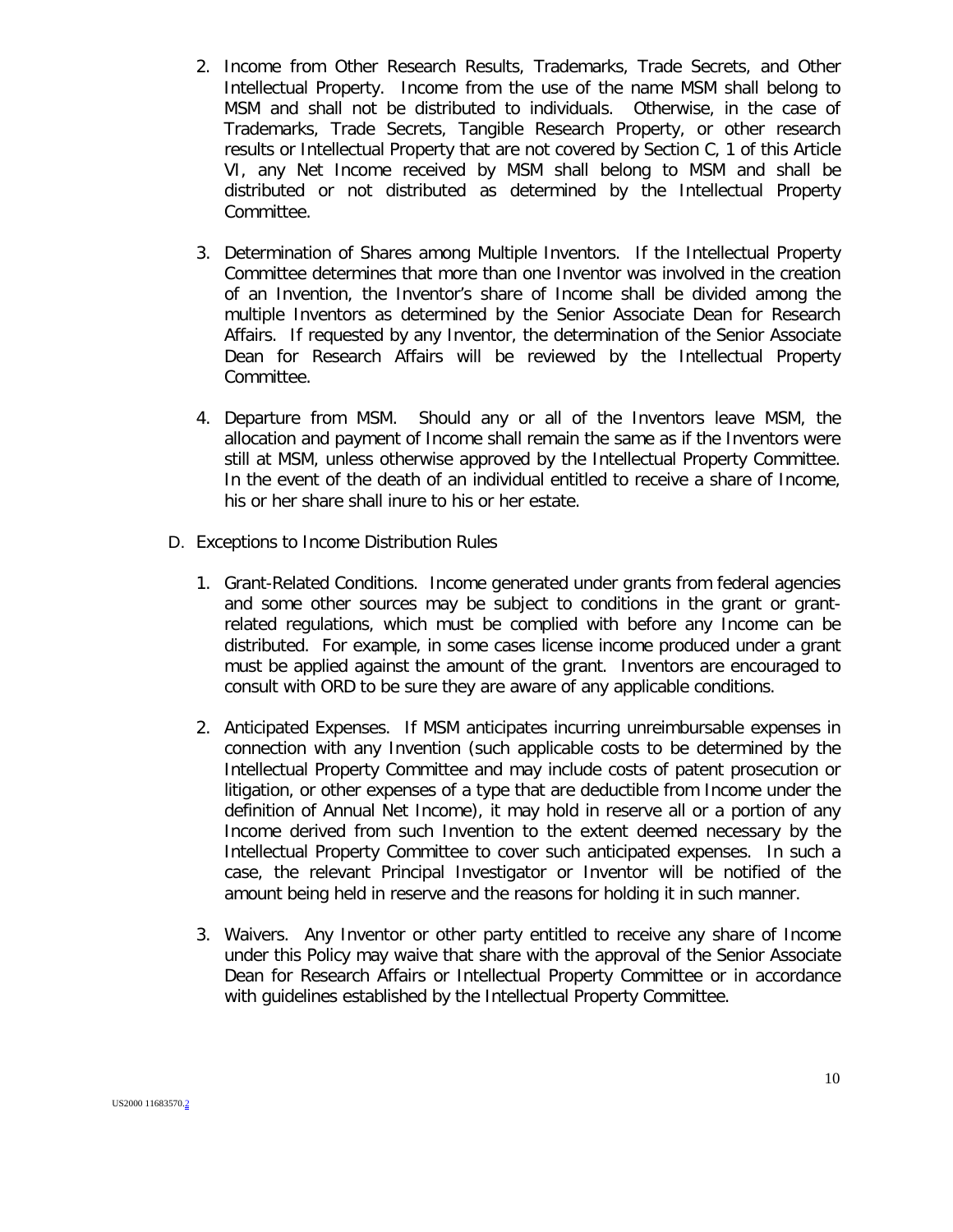2. Income from Other Research Results, Trademarks, Trade Secrets, and Other Intellectual Property. Income from the use of the name MSM shall belong to MSM and shall not be distributed to individuals. Otherwise, in the case of Trademarks, Trade Secrets, Tangible Research Property, or other research results or Intellectual Property that are not covered by Section C, 1 of this Article VI, any Net Income received by MSM shall belong to MSM and shall be distributed or not distributed as determined by the Intellectual Property Committee.

3. Determination of Shares among Multiple Inventors. If the Intellectual Property Committee determines that more than one Inventor was involved in the creation of an Invention, the Inventor's share of Income shall be divided among the multiple Inventors as determined by the Senior Associate Dean for Research Affairs. If requested by any Inventor, the determination of the Senior Associate Dean for Research Affairs will be reviewed by the Intellectual Property Committee.

4. Departure from MSM. Should any or all of the Inventors leave MSM, the allocation and payment of Income shall remain the same as if the Inventors were still at MSM, unless otherwise approved by the Intellectual Property Committee. In the event of the death of an individual entitled to receive a share of Income, his or her share shall inure to his or her estate.

D. Exceptions to Income Distribution Rules

1. Grant-Related Conditions. Income generated under grants from federal agencies and some other sources may be subject to conditions in the grant or grant-related regulations, which must be complied with before any Income can be distributed. For example, in some cases license income produced under a grant must be applied against the amount of the grant. Inventors are encouraged to consult with ORD to be sure they are aware of any applicable conditions.

2. Anticipated Expenses. If MSM anticipates incurring unreimbursable expenses in connection with any Invention (such applicable costs to be determined by the Intellectual Property Committee and may include costs of patent prosecution or litigation, or other expenses of a type that are deductible from Income under the definition of Annual Net Income), it may hold in reserve all or a portion of any Income derived from such Invention to the extent deemed necessary by the Intellectual Property Committee to cover such anticipated expenses. In such a case, the relevant Principal Investigator or Inventor will be notified of the amount being held in reserve and the reasons for holding it in such manner.

3. Waivers. Any Inventor or other party entitled to receive any share of Income under this Policy may waive that share with the approval of the Senior Associate Dean for Research Affairs or Intellectual Property Committee or in accordance with guidelines established by the Intellectual Property Committee.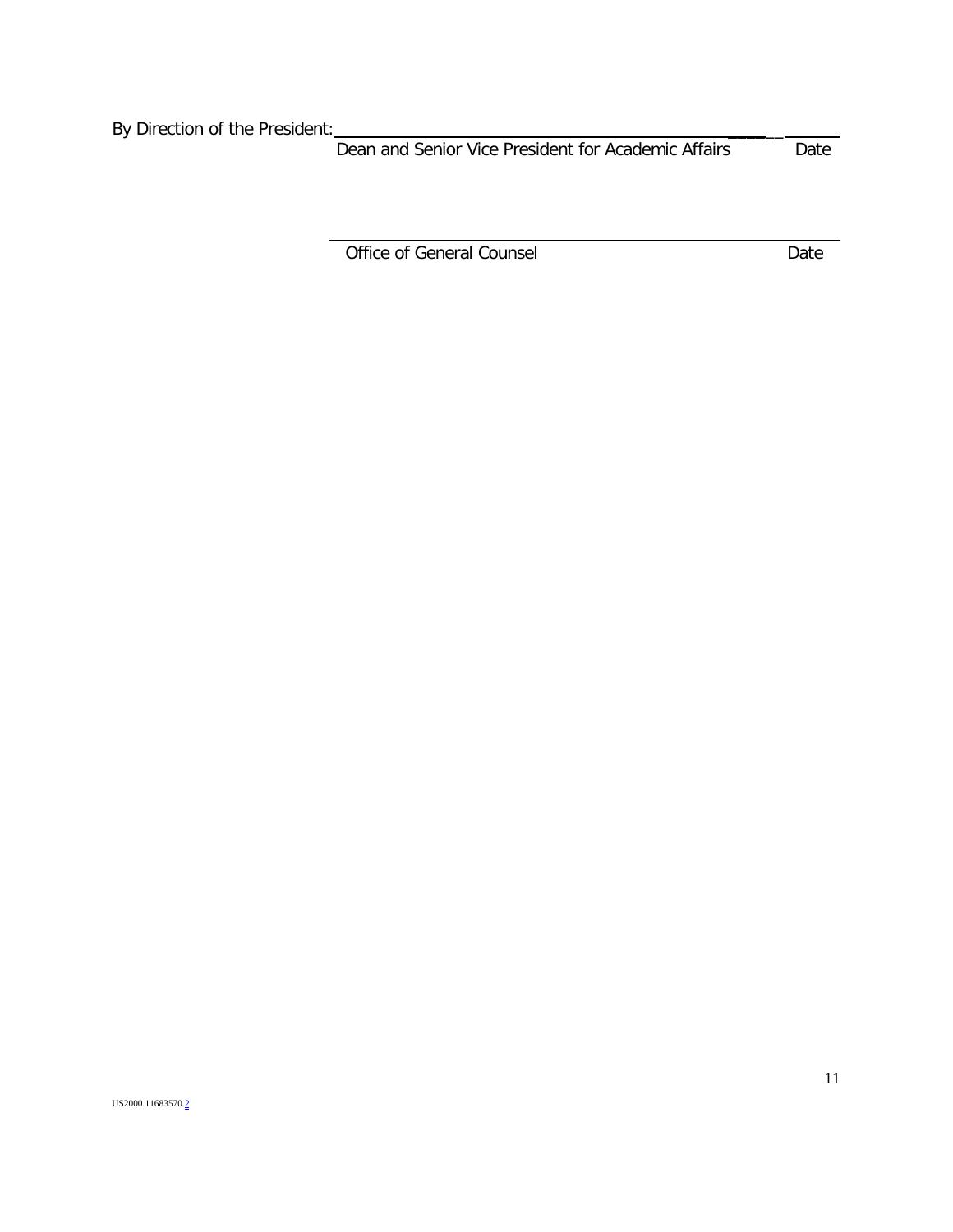By Direction of the President: ______________________________________________

Dean and Senior Vice President for Academic Affairs Date

______________________________________________

Office of General Counsel Date

US2000 11683570.2